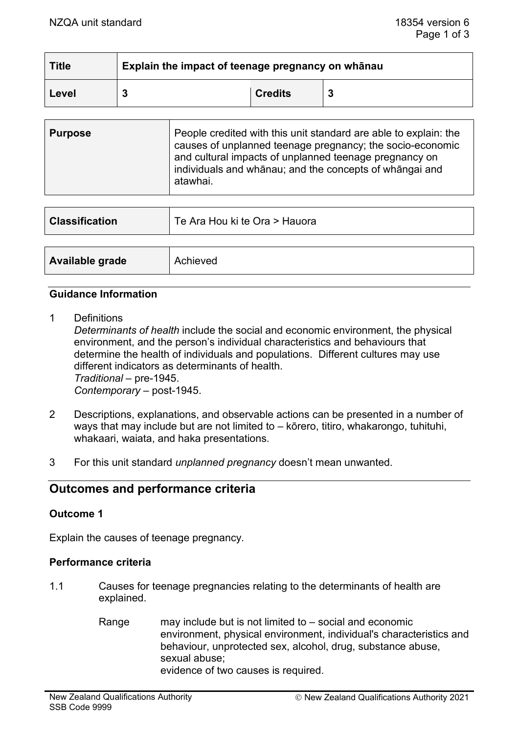| Title | Explain the impact of teenage pregnancy on whānau | | |
|---|---|---|---|
| Level | 3 | Credits | 3 |

| Purpose | People credited with this unit standard are able to explain: the causes of unplanned teenage pregnancy; the socio-economic and cultural impacts of unplanned teenage pregnancy on individuals and whānau; and the concepts of whāngai and atawhai. |
|---|---|

| Classification | Te Ara Hou ki te Ora > Hauora |
|---|---|

| Available grade | Achieved |
|---|---|

### Guidance Information

1 Definitions
*Determinants of health* include the social and economic environment, the physical environment, and the person's individual characteristics and behaviours that determine the health of individuals and populations. Different cultures may use different indicators as determinants of health.
*Traditional* – pre-1945.
*Contemporary* – post-1945.

2 Descriptions, explanations, and observable actions can be presented in a number of ways that may include but are not limited to – kōrero, titiro, whakarongo, tuhituhi, whakaari, waiata, and haka presentations.

3 For this unit standard *unplanned pregnancy* doesn't mean unwanted.

## Outcomes and performance criteria

### Outcome 1

Explain the causes of teenage pregnancy.

### Performance criteria

1.1 Causes for teenage pregnancies relating to the determinants of health are explained.

Range may include but is not limited to – social and economic environment, physical environment, individual's characteristics and behaviour, unprotected sex, alcohol, drug, substance abuse, sexual abuse;
evidence of two causes is required.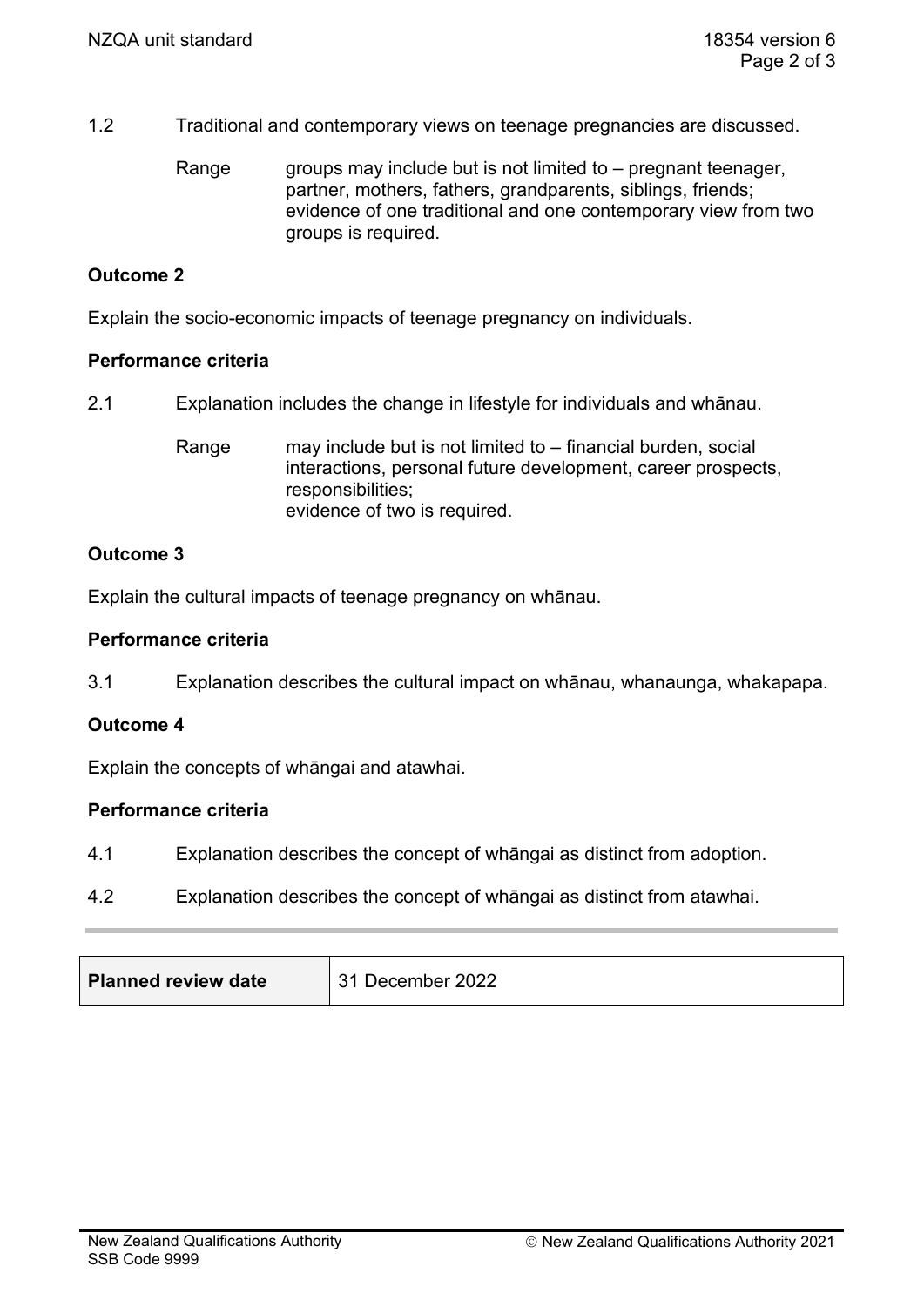1.2 Traditional and contemporary views on teenage pregnancies are discussed.

Range groups may include but is not limited to – pregnant teenager, partner, mothers, fathers, grandparents, siblings, friends; evidence of one traditional and one contemporary view from two groups is required.

**Outcome 2**

Explain the socio-economic impacts of teenage pregnancy on individuals.

**Performance criteria**

2.1 Explanation includes the change in lifestyle for individuals and whānau.

Range may include but is not limited to – financial burden, social interactions, personal future development, career prospects, responsibilities;
evidence of two is required.

**Outcome 3**

Explain the cultural impacts of teenage pregnancy on whānau.

**Performance criteria**

3.1 Explanation describes the cultural impact on whānau, whanaunga, whakapapa.

**Outcome 4**

Explain the concepts of whāngai and atawhai.

**Performance criteria**

4.1 Explanation describes the concept of whāngai as distinct from adoption.

4.2 Explanation describes the concept of whāngai as distinct from atawhai.

| **Planned review date** | 31 December 2022 |
| --- | --- |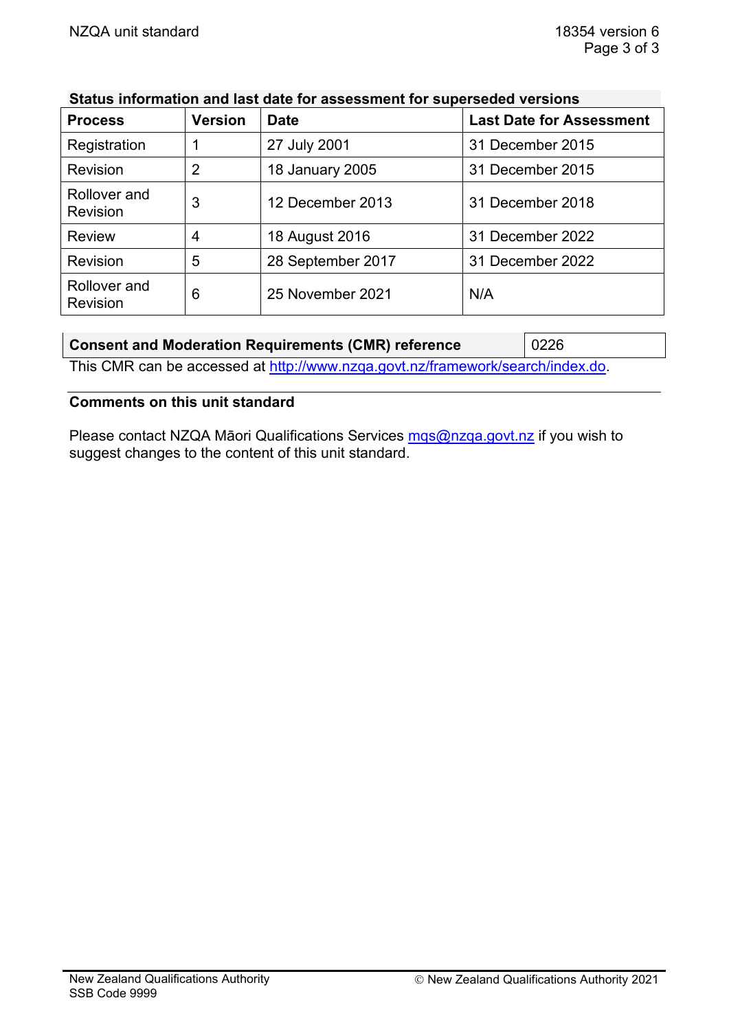**Status information and last date for assessment for superseded versions**

| Process | Version | Date | Last Date for Assessment |
|---|---|---|---|
| Registration | 1 | 27 July 2001 | 31 December 2015 |
| Revision | 2 | 18 January 2005 | 31 December 2015 |
| Rollover and Revision | 3 | 12 December 2013 | 31 December 2018 |
| Review | 4 | 18 August 2016 | 31 December 2022 |
| Revision | 5 | 28 September 2017 | 31 December 2022 |
| Rollover and Revision | 6 | 25 November 2021 | N/A |

| | |
|---|---|
| **Consent and Moderation Requirements (CMR) reference** | 0226 |

This CMR can be accessed at http://www.nzqa.govt.nz/framework/search/index.do.

**Comments on this unit standard**

Please contact NZQA Māori Qualifications Services mqs@nzqa.govt.nz if you wish to suggest changes to the content of this unit standard.